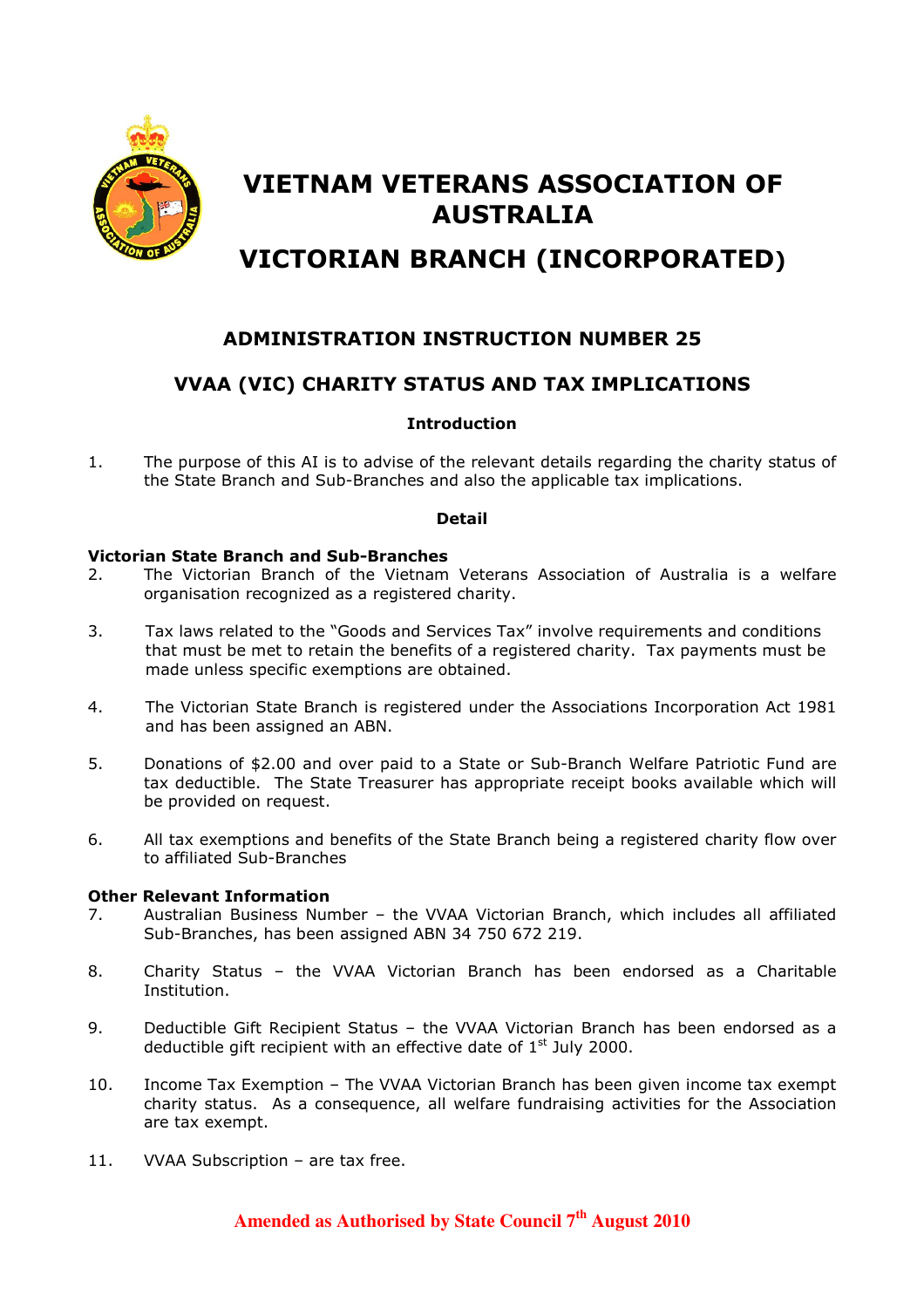# VIETNAM VETERANS ASSOCIATION OF AUSTRALIA

# VICTORIAN BRANCH (INCORPORATED)

## ADMINISTRATION INSTRUCTION NUMBER 25

## VVAA (VIC) CHARITY STATUS AND TAX IMPLICATIONS

### Introduction

1. The purpose of this AI is to advise of the relevant details regarding the charity status of the State Branch and Sub-Branches and also the applicable tax implications.

### Detail

**Victorian State Branch and Sub-Branches**

2. The Victorian Branch of the Vietnam Veterans Association of Australia is a welfare organisation recognized as a registered charity.

3. Tax laws related to the "Goods and Services Tax" involve requirements and conditions that must be met to retain the benefits of a registered charity. Tax payments must be made unless specific exemptions are obtained.

4. The Victorian State Branch is registered under the Associations Incorporation Act 1981 and has been assigned an ABN.

5. Donations of $2.00 and over paid to a State or Sub-Branch Welfare Patriotic Fund are tax deductible. The State Treasurer has appropriate receipt books available which will be provided on request.

6. All tax exemptions and benefits of the State Branch being a registered charity flow over to affiliated Sub-Branches

**Other Relevant Information**

7. Australian Business Number – the VVAA Victorian Branch, which includes all affiliated Sub-Branches, has been assigned ABN 34 750 672 219.

8. Charity Status – the VVAA Victorian Branch has been endorsed as a Charitable Institution.

9. Deductible Gift Recipient Status – the VVAA Victorian Branch has been endorsed as a deductible gift recipient with an effective date of 1st July 2000.

10. Income Tax Exemption – The VVAA Victorian Branch has been given income tax exempt charity status. As a consequence, all welfare fundraising activities for the Association are tax exempt.

11. VVAA Subscription – are tax free.

**Amended as Authorised by State Council 7th August 2010**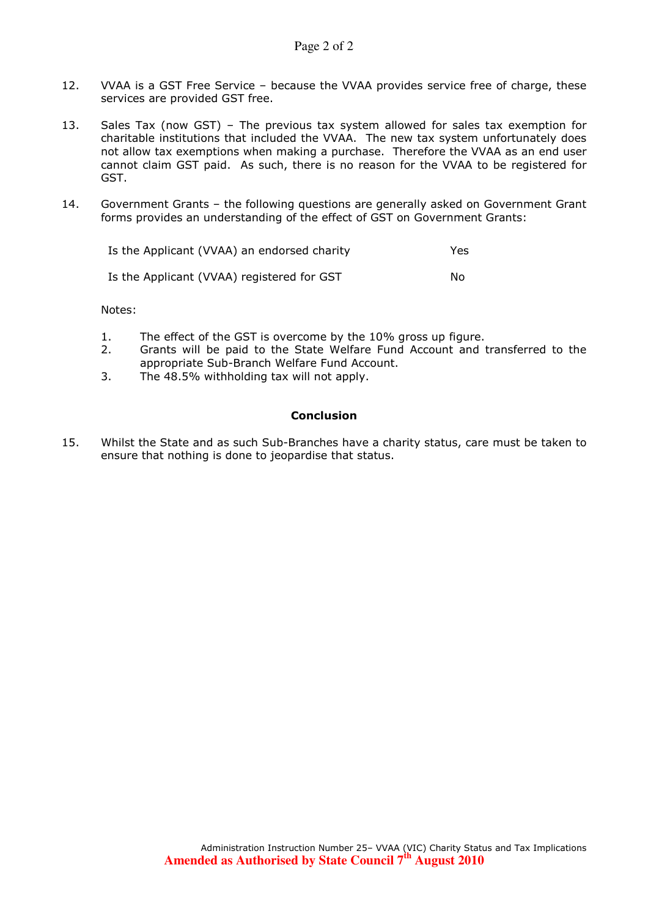12. VVAA is a GST Free Service – because the VVAA provides service free of charge, these services are provided GST free.

13. Sales Tax (now GST) – The previous tax system allowed for sales tax exemption for charitable institutions that included the VVAA. The new tax system unfortunately does not allow tax exemptions when making a purchase. Therefore the VVAA as an end user cannot claim GST paid. As such, there is no reason for the VVAA to be registered for GST.

14. Government Grants – the following questions are generally asked on Government Grant forms provides an understanding of the effect of GST on Government Grants:

| | |
|---|---|
| Is the Applicant (VVAA) an endorsed charity | Yes |
| Is the Applicant (VVAA) registered for GST | No |

Notes:

1. The effect of the GST is overcome by the 10% gross up figure.
2. Grants will be paid to the State Welfare Fund Account and transferred to the appropriate Sub-Branch Welfare Fund Account.
3. The 48.5% withholding tax will not apply.

**Conclusion**

15. Whilst the State and as such Sub-Branches have a charity status, care must be taken to ensure that nothing is done to jeopardise that status.

Administration Instruction Number 25– VVAA (VIC) Charity Status and Tax Implications

**Amended as Authorised by State Council 7th August 2010**